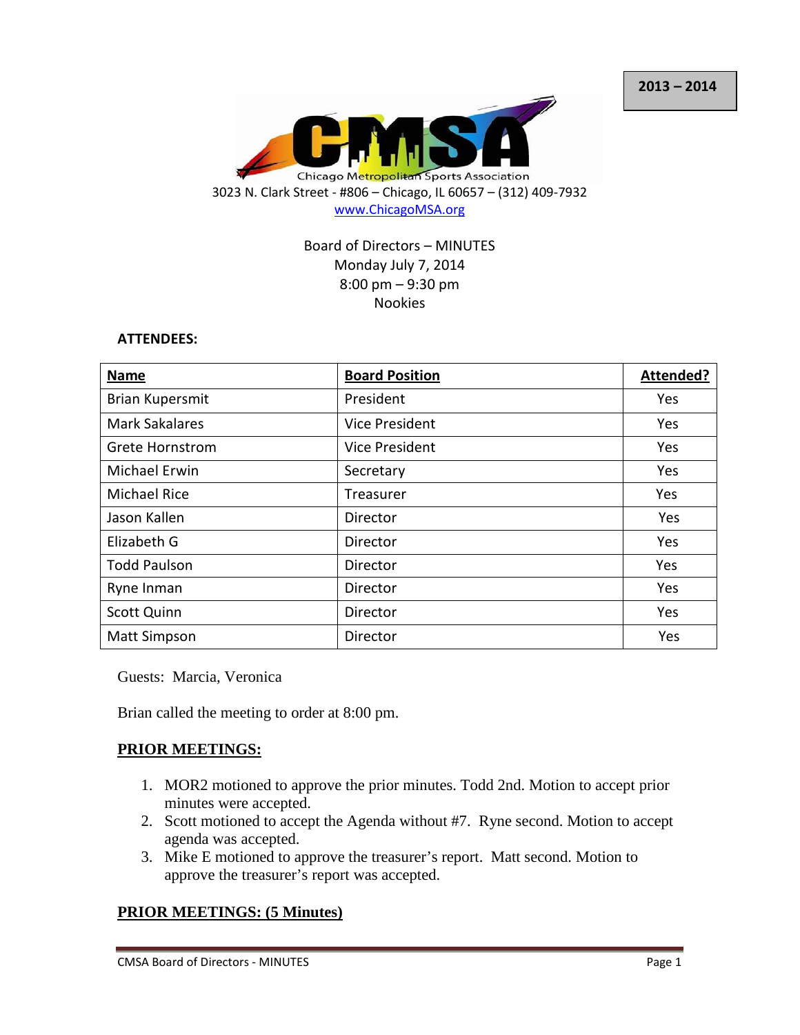**2013 – 2014**

CMSA

Chicago Metropolitan Sports Association

3023 N. Clark Street - #806 – Chicago, IL 60657 – (312) 409-7932

www.ChicagoMSA.org

Board of Directors – MINUTES
Monday July 7, 2014
8:00 pm – 9:30 pm
Nookies

**ATTENDEES:**

| Name | Board Position | Attended? |
|---|---|---|
| Brian Kupersmit | President | Yes |
| Mark Sakalares | Vice President | Yes |
| Grete Hornstrom | Vice President | Yes |
| Michael Erwin | Secretary | Yes |
| Michael Rice | Treasurer | Yes |
| Jason Kallen | Director | Yes |
| Elizabeth G | Director | Yes |
| Todd Paulson | Director | Yes |
| Ryne Inman | Director | Yes |
| Scott Quinn | Director | Yes |
| Matt Simpson | Director | Yes |

Guests: Marcia, Veronica

Brian called the meeting to order at 8:00 pm.

## PRIOR MEETINGS:

1. MOR2 motioned to approve the prior minutes. Todd 2nd. Motion to accept prior minutes were accepted.
2. Scott motioned to accept the Agenda without #7. Ryne second. Motion to accept agenda was accepted.
3. Mike E motioned to approve the treasurer's report. Matt second. Motion to approve the treasurer's report was accepted.

## PRIOR MEETINGS: (5 Minutes)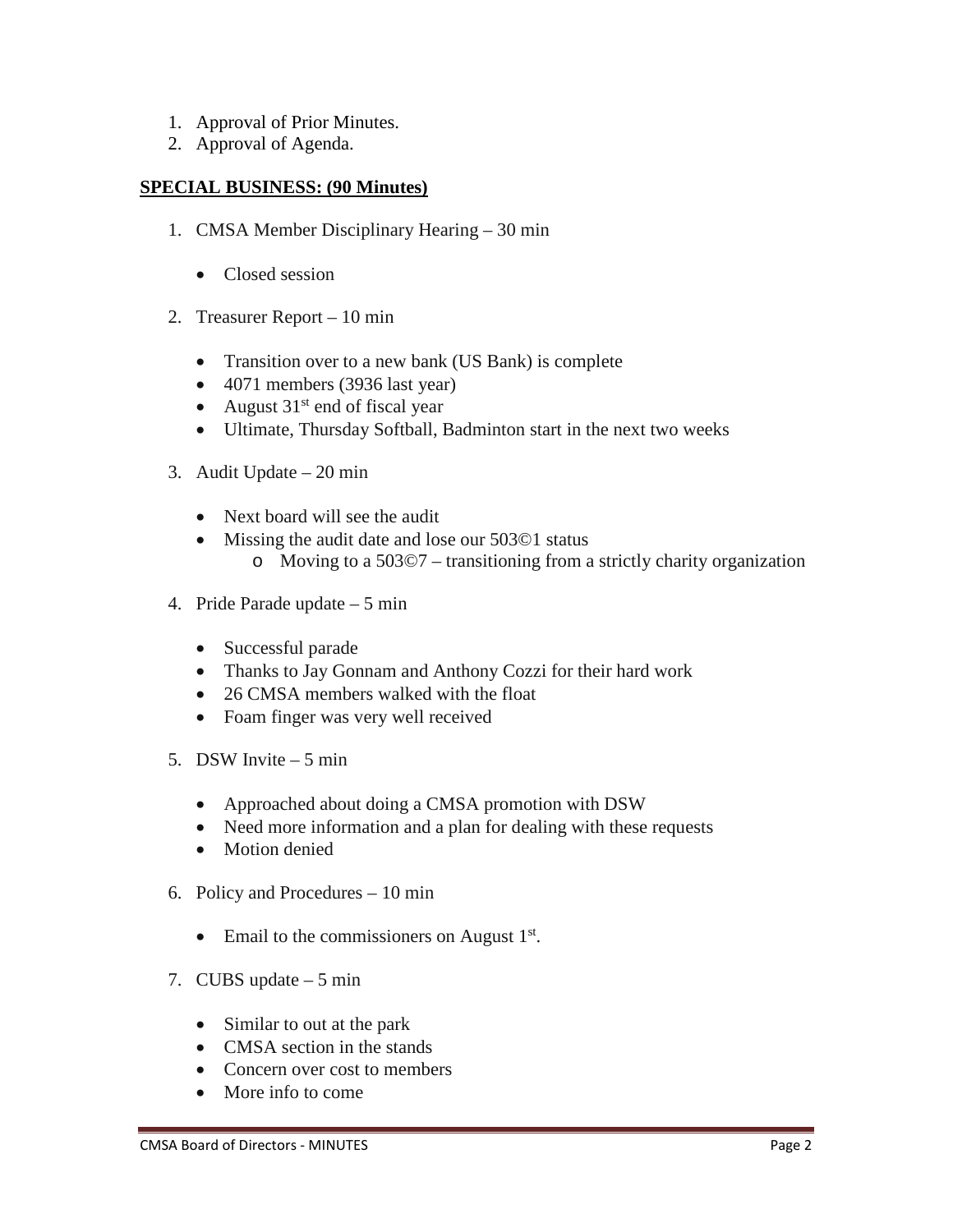1. Approval of Prior Minutes.
2. Approval of Agenda.

**SPECIAL BUSINESS: (90 Minutes)**

1. CMSA Member Disciplinary Hearing – 30 min
   - Closed session
2. Treasurer Report – 10 min
   - Transition over to a new bank (US Bank) is complete
   - 4071 members (3936 last year)
   - August 31st end of fiscal year
   - Ultimate, Thursday Softball, Badminton start in the next two weeks
3. Audit Update – 20 min
   - Next board will see the audit
   - Missing the audit date and lose our 503©1 status
     - Moving to a 503©7 – transitioning from a strictly charity organization
4. Pride Parade update – 5 min
   - Successful parade
   - Thanks to Jay Gonnam and Anthony Cozzi for their hard work
   - 26 CMSA members walked with the float
   - Foam finger was very well received
5. DSW Invite – 5 min
   - Approached about doing a CMSA promotion with DSW
   - Need more information and a plan for dealing with these requests
   - Motion denied
6. Policy and Procedures – 10 min
   - Email to the commissioners on August 1st.
7. CUBS update – 5 min
   - Similar to out at the park
   - CMSA section in the stands
   - Concern over cost to members
   - More info to come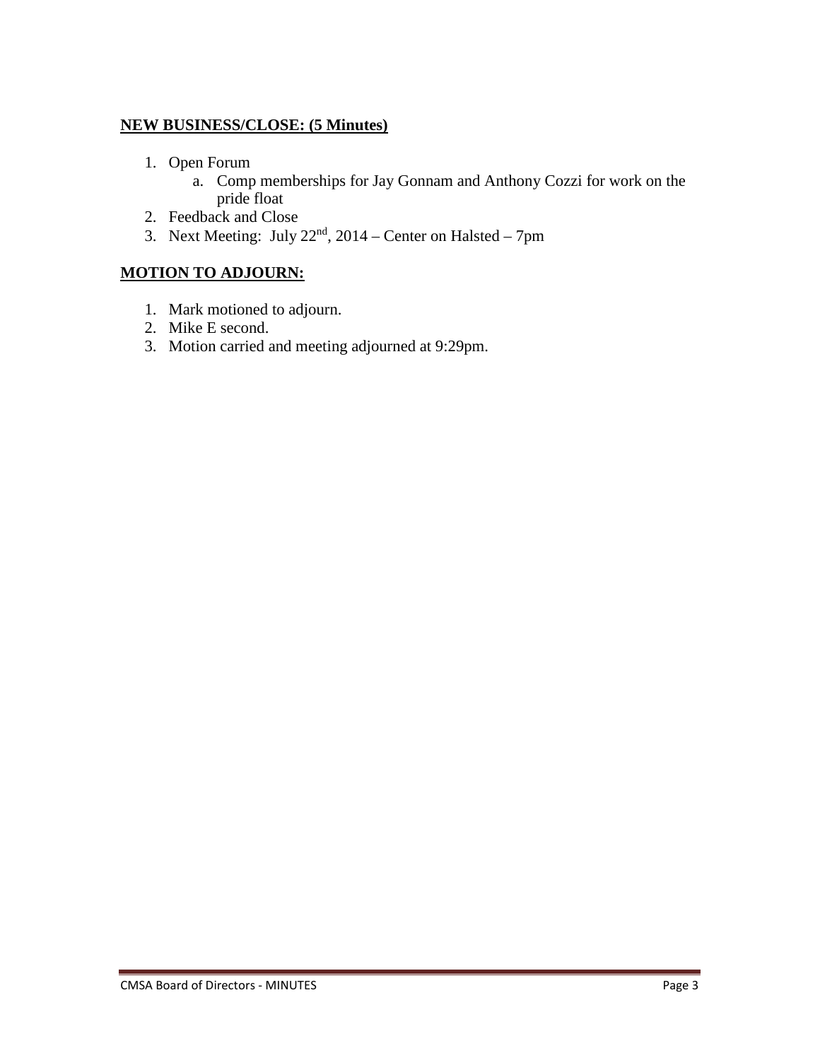**NEW BUSINESS/CLOSE: (5 Minutes)**

1. Open Forum
   a. Comp memberships for Jay Gonnam and Anthony Cozzi for work on the pride float
2. Feedback and Close
3. Next Meeting: July 22nd, 2014 – Center on Halsted – 7pm

**MOTION TO ADJOURN:**

1. Mark motioned to adjourn.
2. Mike E second.
3. Motion carried and meeting adjourned at 9:29pm.